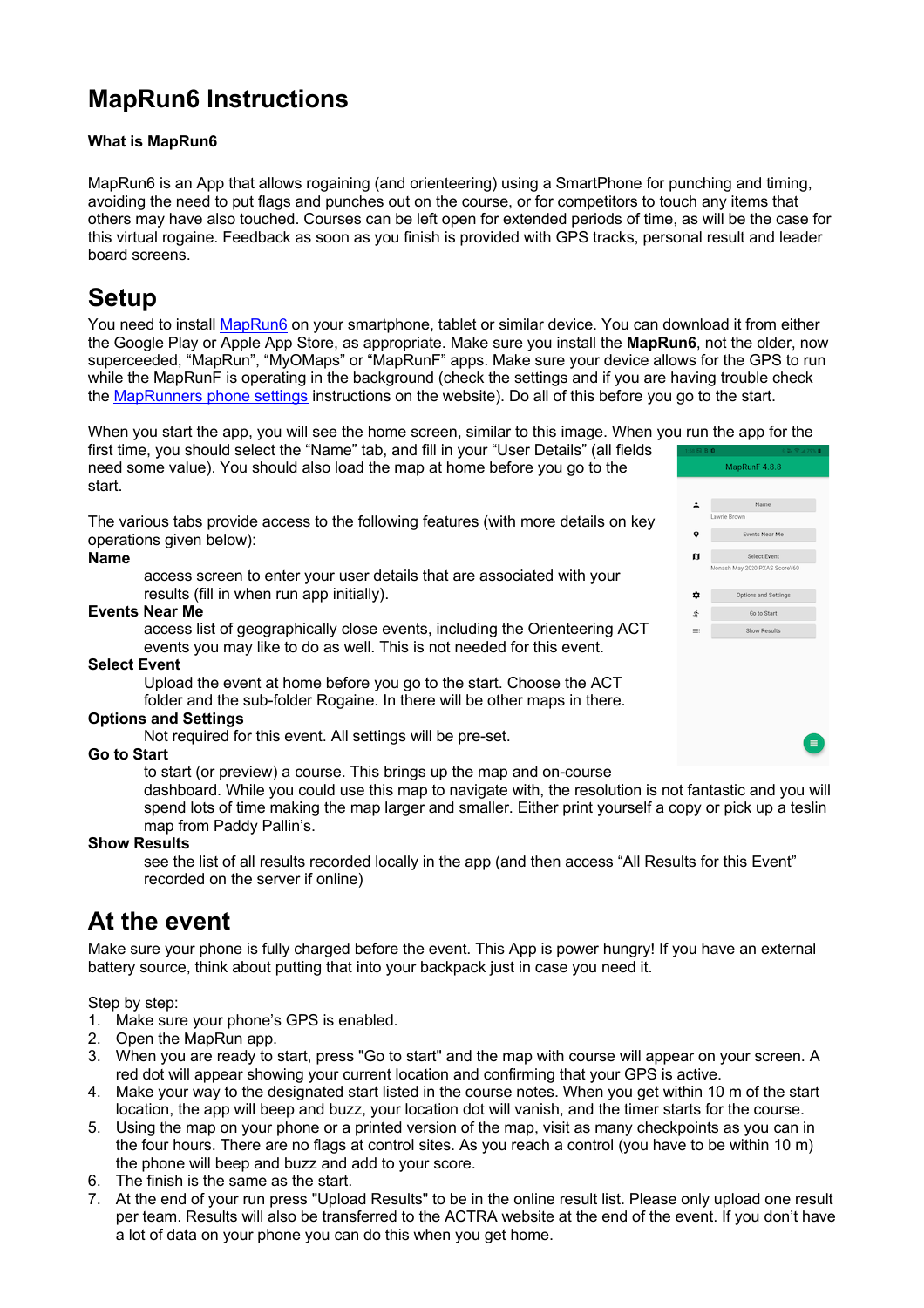# MapRun6 Instructions

**What is MapRun6**

MapRun6 is an App that allows rogaining (and orienteering) using a SmartPhone for punching and timing, avoiding the need to put flags and punches out on the course, or for competitors to touch any items that others may have also touched. Courses can be left open for extended periods of time, as will be the case for this virtual rogaine. Feedback as soon as you finish is provided with GPS tracks, personal result and leader board screens.

# Setup

You need to install MapRun6 on your smartphone, tablet or similar device. You can download it from either the Google Play or Apple App Store, as appropriate. Make sure you install the **MapRun6**, not the older, now superceeded, “MapRun”, “MyOMaps” or “MapRunF” apps. Make sure your device allows for the GPS to run while the MapRunF is operating in the background (check the settings and if you are having trouble check the MapRunners phone settings instructions on the website). Do all of this before you go to the start.

When you start the app, you will see the home screen, similar to this image. When you run the app for the first time, you should select the “Name” tab, and fill in your “User Details” (all fields need some value). You should also load the map at home before you go to the start.

The various tabs provide access to the following features (with more details on key operations given below):

**Name**
: access screen to enter your user details that are associated with your results (fill in when run app initially).

**Events Near Me**
: access list of geographically close events, including the Orienteering ACT events you may like to do as well. This is not needed for this event.

**Select Event**
: Upload the event at home before you go to the start. Choose the ACT folder and the sub-folder Rogaine. In there will be other maps in there.

**Options and Settings**
: Not required for this event. All settings will be pre-set.

**Go to Start**
: to start (or preview) a course. This brings up the map and on-course dashboard. While you could use this map to navigate with, the resolution is not fantastic and you will spend lots of time making the map larger and smaller. Either print yourself a copy or pick up a teslin map from Paddy Pallin’s.

**Show Results**
: see the list of all results recorded locally in the app (and then access “All Results for this Event” recorded on the server if online)

# At the event

Make sure your phone is fully charged before the event. This App is power hungry! If you have an external battery source, think about putting that into your backpack just in case you need it.

Step by step:

1. Make sure your phone’s GPS is enabled.
2. Open the MapRun app.
3. When you are ready to start, press "Go to start" and the map with course will appear on your screen. A red dot will appear showing your current location and confirming that your GPS is active.
4. Make your way to the designated start listed in the course notes. When you get within 10 m of the start location, the app will beep and buzz, your location dot will vanish, and the timer starts for the course.
5. Using the map on your phone or a printed version of the map, visit as many checkpoints as you can in the four hours. There are no flags at control sites. As you reach a control (you have to be within 10 m) the phone will beep and buzz and add to your score.
6. The finish is the same as the start.
7. At the end of your run press "Upload Results" to be in the online result list. Please only upload one result per team. Results will also be transferred to the ACTRA website at the end of the event. If you don’t have a lot of data on your phone you can do this when you get home.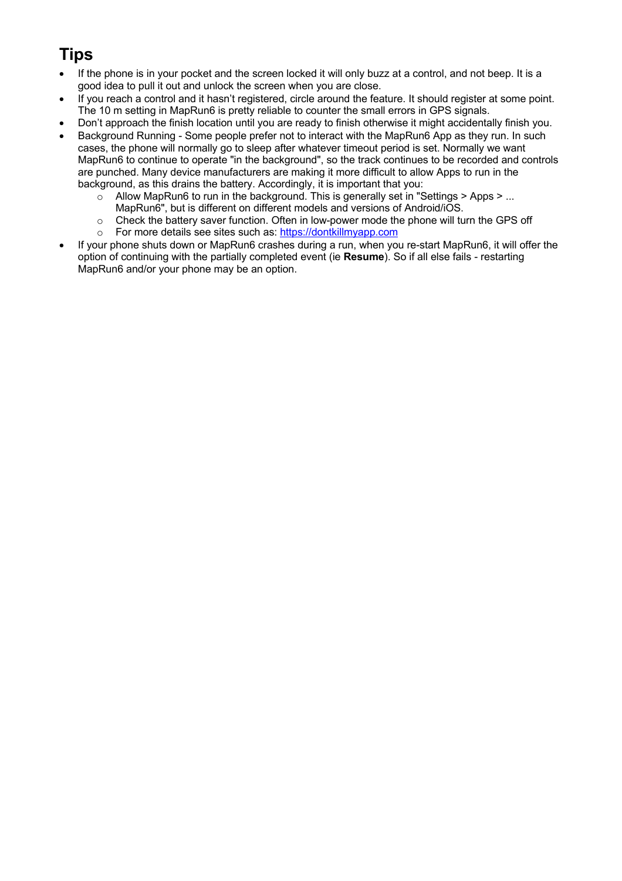# Tips

- If the phone is in your pocket and the screen locked it will only buzz at a control, and not beep. It is a good idea to pull it out and unlock the screen when you are close.
- If you reach a control and it hasn't registered, circle around the feature. It should register at some point. The 10 m setting in MapRun6 is pretty reliable to counter the small errors in GPS signals.
- Don't approach the finish location until you are ready to finish otherwise it might accidentally finish you.
- Background Running - Some people prefer not to interact with the MapRun6 App as they run. In such cases, the phone will normally go to sleep after whatever timeout period is set. Normally we want MapRun6 to continue to operate "in the background", so the track continues to be recorded and controls are punched. Many device manufacturers are making it more difficult to allow Apps to run in the background, as this drains the battery. Accordingly, it is important that you:
  - Allow MapRun6 to run in the background. This is generally set in "Settings > Apps > ... MapRun6", but is different on different models and versions of Android/iOS.
  - Check the battery saver function. Often in low-power mode the phone will turn the GPS off
  - For more details see sites such as: https://dontkillmyapp.com
- If your phone shuts down or MapRun6 crashes during a run, when you re-start MapRun6, it will offer the option of continuing with the partially completed event (ie **Resume**). So if all else fails - restarting MapRun6 and/or your phone may be an option.